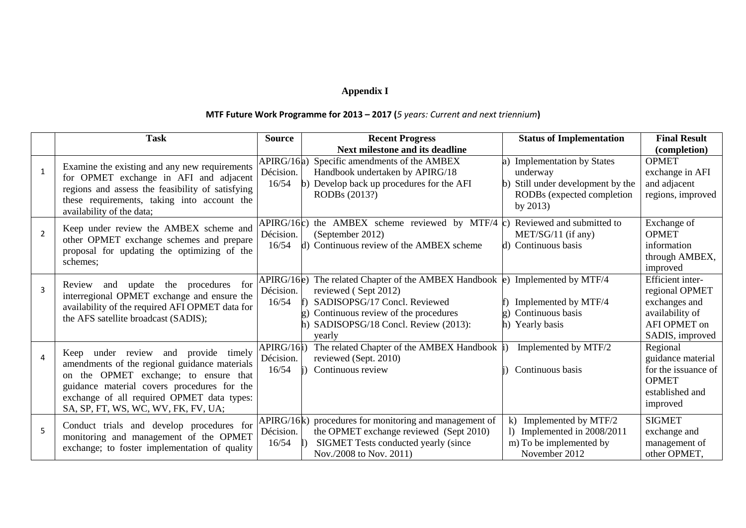**Appendix I**

**MTF Future Work Programme for 2013 – 2017 (***5 years: Current and next triennium***)**

| | Task | Source | Recent Progress<br>Next milestone and its deadline | Status of Implementation | Final Result (completion) |
|---|---|---|---|---|---|
| 1 | Examine the existing and any new requirements for OPMET exchange in AFI and adjacent regions and assess the feasibility of satisfying these requirements, taking into account the availability of the data; | APIRG/16 Décision. 16/54 | a) Specific amendments of the AMBEX Handbook undertaken by APIRG/18<br>b) Develop back up procedures for the AFI RODBs (2013?) | a) Implementation by States underway<br>b) Still under development by the RODBs (expected completion by 2013) | OPMET exchange in AFI and adjacent regions, improved |
| 2 | Keep under review the AMBEX scheme and other OPMET exchange schemes and prepare proposal for updating the optimizing of the schemes; | APIRG/16 Décision. 16/54 | c) the AMBEX scheme reviewed by MTF/4 (September 2012)<br>d) Continuous review of the AMBEX scheme | c) Reviewed and submitted to MET/SG/11 (if any)<br>d) Continuous basis | Exchange of OPMET information through AMBEX, improved |
| 3 | Review and update the procedures for interregional OPMET exchange and ensure the availability of the required AFI OPMET data for the AFS satellite broadcast (SADIS); | APIRG/16 Décision. 16/54 | e) The related Chapter of the AMBEX Handbook reviewed ( Sept 2012)<br>f) SADISOPSG/17 Concl. Reviewed<br>g) Continuous review of the procedures<br>h) SADISOPSG/18 Concl. Review (2013): yearly | e) Implemented by MTF/4<br>f) Implemented by MTF/4<br>g) Continuous basis<br>h) Yearly basis | Efficient inter-regional OPMET exchanges and availability of AFI OPMET on SADIS, improved |
| 4 | Keep under review and provide timely amendments of the regional guidance materials on the OPMET exchange; to ensure that guidance material covers procedures for the exchange of all required OPMET data types: SA, SP, FT, WS, WC, WV, FK, FV, UA; | APIRG/16 Décision. 16/54 | i) The related Chapter of the AMBEX Handbook reviewed (Sept. 2010)<br>j) Continuous review | i) Implemented by MTF/2<br>j) Continuous basis | Regional guidance material for the issuance of OPMET established and improved |
| 5 | Conduct trials and develop procedures for monitoring and management of the OPMET exchange; to foster implementation of quality | APIRG/16 Décision. 16/54 | k) procedures for monitoring and management of the OPMET exchange reviewed (Sept 2010)<br>l) SIGMET Tests conducted yearly (since Nov./2008 to Nov. 2011) | k) Implemented by MTF/2<br>l) Implemented in 2008/2011<br>m) To be implemented by November 2012 | SIGMET exchange and management of other OPMET, |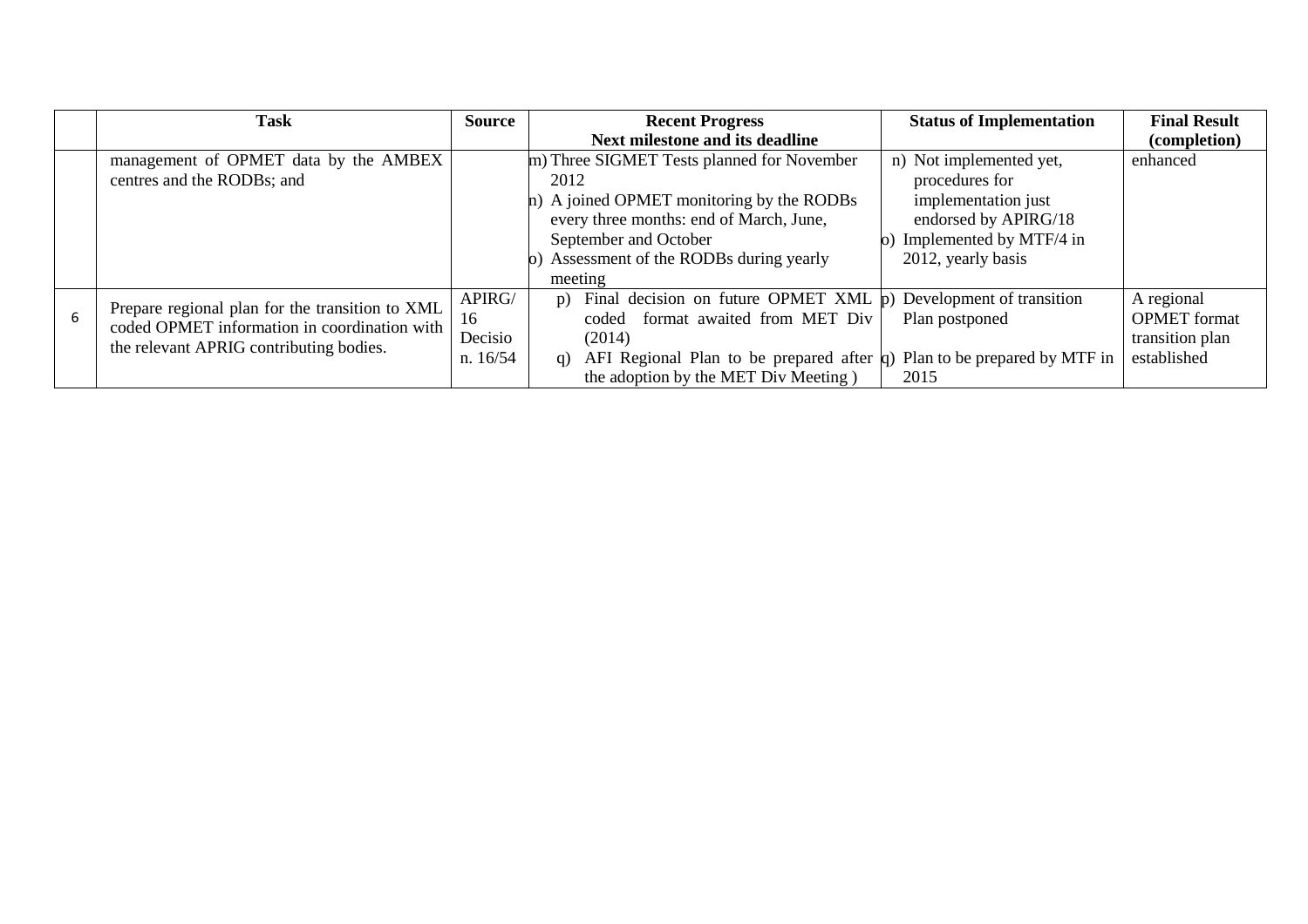| | Task | Source | Recent Progress<br>Next milestone and its deadline | Status of Implementation | Final Result (completion) |
|---|---|---|---|---|---|
| | management of OPMET data by the AMBEX centres and the RODBs; and | | m) Three SIGMET Tests planned for November 2012<br>n) A joined OPMET monitoring by the RODBs every three months: end of March, June, September and October<br>o) Assessment of the RODBs during yearly meeting | n) Not implemented yet, procedures for implementation just endorsed by APIRG/18<br>o) Implemented by MTF/4 in 2012, yearly basis | enhanced |
| 6 | Prepare regional plan for the transition to XML coded OPMET information in coordination with the relevant APRIG contributing bodies. | APIRG/ 16 Decision. 16/54 | p) Final decision on future OPMET XML coded format awaited from MET Div (2014)<br>q) AFI Regional Plan to be prepared after the adoption by the MET Div Meeting ) | p) Development of transition Plan postponed<br>q) Plan to be prepared by MTF in 2015 | A regional OPMET format transition plan established |